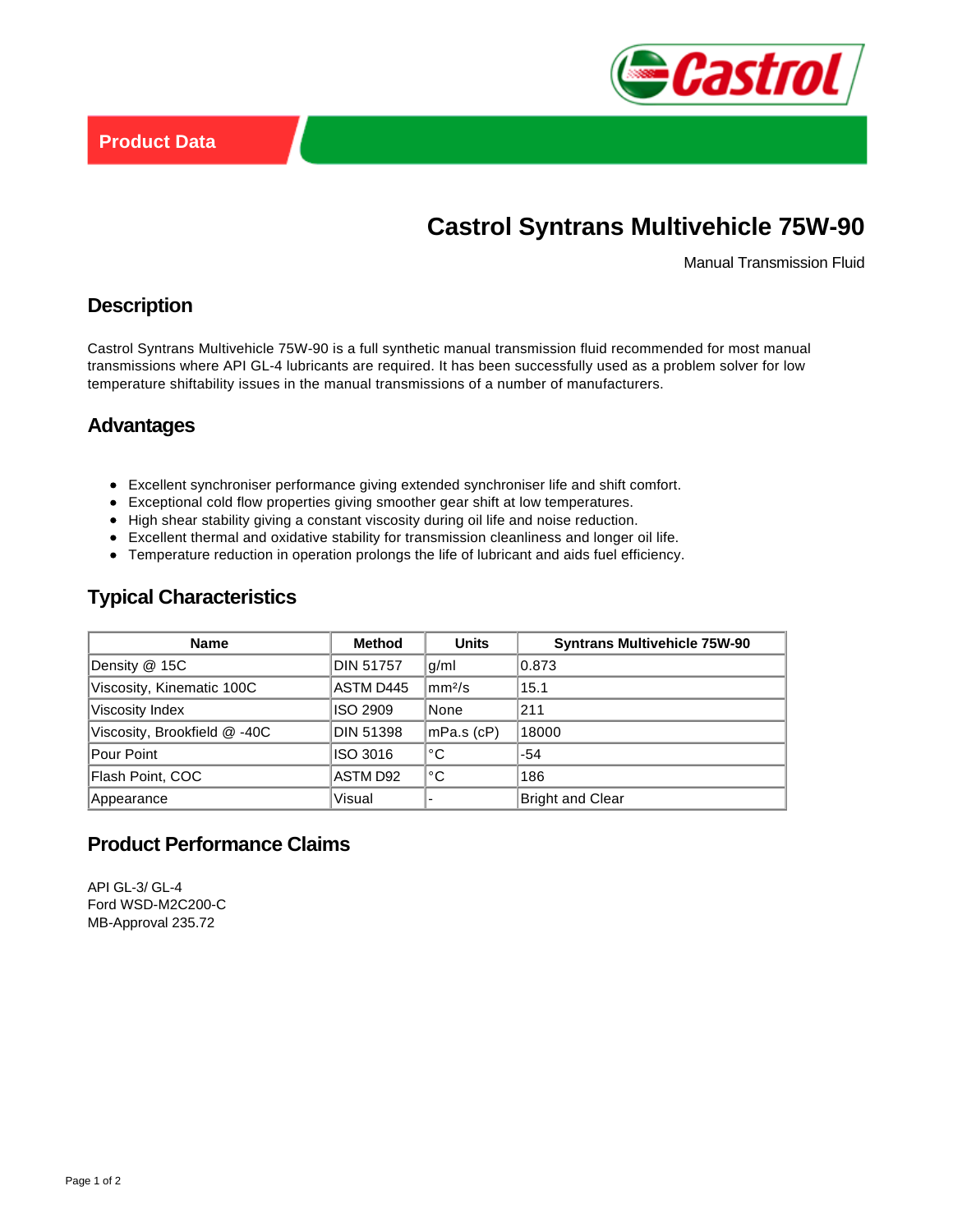Product Data

# Castrol Syntrans Multivehicle 75W-90

Manual Transmission Fluid

## Description

Castrol Syntrans Multivehicle 75W-90 is a full synthetic manual transmission fluid recommended for most manual transmissions where API GL-4 lubricants are required. It has been successfully used as a problem solver for low temperature shiftability issues in the manual transmissions of a number of manufacturers.

## Advantages

- Excellent synchroniser performance giving extended synchroniser life and shift comfort.
- Exceptional cold flow properties giving smoother gear shift at low temperatures.
- High shear stability giving a constant viscosity during oil life and noise reduction.
- Excellent thermal and oxidative stability for transmission cleanliness and longer oil life.
- Temperature reduction in operation prolongs the life of lubricant and aids fuel efficiency.

## Typical Characteristics

| Name | Method | Units | Syntrans Multivehicle 75W-90 |
|---|---|---|---|
| Density @ 15C | DIN 51757 | g/ml | 0.873 |
| Viscosity, Kinematic 100C | ASTM D445 | $mm^2/s$ | 15.1 |
| Viscosity Index | ISO 2909 | None | 211 |
| Viscosity, Brookfield @ -40C | DIN 51398 | mPa.s (cP) | 18000 |
| Pour Point | ISO 3016 | °C | -54 |
| Flash Point, COC | ASTM D92 | °C | 186 |
| Appearance | Visual | - | Bright and Clear |

## Product Performance Claims

API GL-3/ GL-4
Ford WSD-M2C200-C
MB-Approval 235.72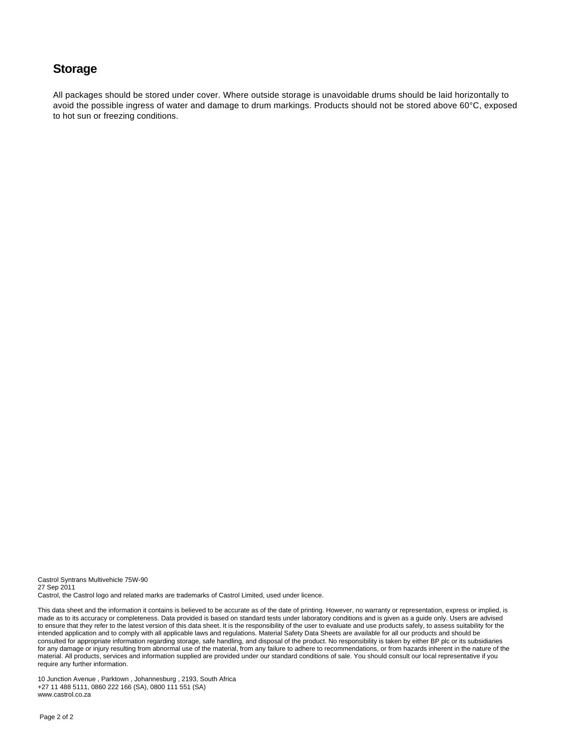## Storage

All packages should be stored under cover. Where outside storage is unavoidable drums should be laid horizontally to avoid the possible ingress of water and damage to drum markings. Products should not be stored above 60°C, exposed to hot sun or freezing conditions.

Castrol Syntrans Multivehicle 75W-90
27 Sep 2011
Castrol, the Castrol logo and related marks are trademarks of Castrol Limited, used under licence.

This data sheet and the information it contains is believed to be accurate as of the date of printing. However, no warranty or representation, express or implied, is made as to its accuracy or completeness. Data provided is based on standard tests under laboratory conditions and is given as a guide only. Users are advised to ensure that they refer to the latest version of this data sheet. It is the responsibility of the user to evaluate and use products safely, to assess suitability for the intended application and to comply with all applicable laws and regulations. Material Safety Data Sheets are available for all our products and should be consulted for appropriate information regarding storage, safe handling, and disposal of the product. No responsibility is taken by either BP plc or its subsidiaries for any damage or injury resulting from abnormal use of the material, from any failure to adhere to recommendations, or from hazards inherent in the nature of the material. All products, services and information supplied are provided under our standard conditions of sale. You should consult our local representative if you require any further information.

10 Junction Avenue , Parktown , Johannesburg , 2193, South Africa
+27 11 488 5111, 0860 222 166 (SA), 0800 111 551 (SA)
www.castrol.co.za